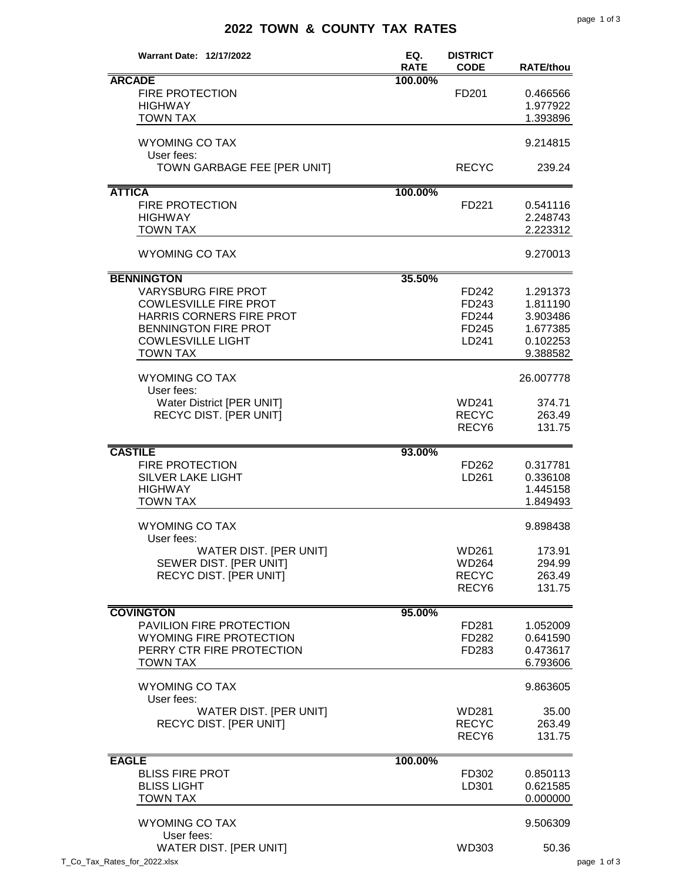# 2022 TOWN & COUNTY TAX RATES

| Warrant Date: 12/17/2022 | EQ. RATE | DISTRICT CODE | RATE/thou |
|---|---|---|---|
| **ARCADE** | 100.00% | | |
| FIRE PROTECTION | | FD201 | 0.466566 |
| HIGHWAY | | | 1.977922 |
| TOWN TAX | | | 1.393896 |
| WYOMING CO TAX | | | 9.214815 |
| User fees: | | | |
| TOWN GARBAGE FEE [PER UNIT] | | RECYC | 239.24 |
| **ATTICA** | 100.00% | | |
| FIRE PROTECTION | | FD221 | 0.541116 |
| HIGHWAY | | | 2.248743 |
| TOWN TAX | | | 2.223312 |
| WYOMING CO TAX | | | 9.270013 |
| **BENNINGTON** | 35.50% | | |
| VARYSBURG FIRE PROT | | FD242 | 1.291373 |
| COWLESVILLE FIRE PROT | | FD243 | 1.811190 |
| HARRIS CORNERS FIRE PROT | | FD244 | 3.903486 |
| BENNINGTON FIRE PROT | | FD245 | 1.677385 |
| COWLESVILLE LIGHT | | LD241 | 0.102253 |
| TOWN TAX | | | 9.388582 |
| WYOMING CO TAX | | | 26.007778 |
| User fees: | | | |
| Water District [PER UNIT] | | WD241 | 374.71 |
| RECYC DIST. [PER UNIT] | | RECYC | 263.49 |
| | | RECY6 | 131.75 |
| **CASTILE** | 93.00% | | |
| FIRE PROTECTION | | FD262 | 0.317781 |
| SILVER LAKE LIGHT | | LD261 | 0.336108 |
| HIGHWAY | | | 1.445158 |
| TOWN TAX | | | 1.849493 |
| WYOMING CO TAX | | | 9.898438 |
| User fees: | | | |
| WATER DIST. [PER UNIT] | | WD261 | 173.91 |
| SEWER DIST. [PER UNIT] | | WD264 | 294.99 |
| RECYC DIST. [PER UNIT] | | RECYC | 263.49 |
| | | RECY6 | 131.75 |
| **COVINGTON** | 95.00% | | |
| PAVILION FIRE PROTECTION | | FD281 | 1.052009 |
| WYOMING FIRE PROTECTION | | FD282 | 0.641590 |
| PERRY CTR FIRE PROTECTION | | FD283 | 0.473617 |
| TOWN TAX | | | 6.793606 |
| WYOMING CO TAX | | | 9.863605 |
| User fees: | | | |
| WATER DIST. [PER UNIT] | | WD281 | 35.00 |
| RECYC DIST. [PER UNIT] | | RECYC | 263.49 |
| | | RECY6 | 131.75 |
| **EAGLE** | 100.00% | | |
| BLISS FIRE PROT | | FD302 | 0.850113 |
| BLISS LIGHT | | LD301 | 0.621585 |
| TOWN TAX | | | 0.000000 |
| WYOMING CO TAX | | | 9.506309 |
| User fees: | | | |
| WATER DIST. [PER UNIT] | | WD303 | 50.36 |

T_Co_Tax_Rates_for_2022.xlsx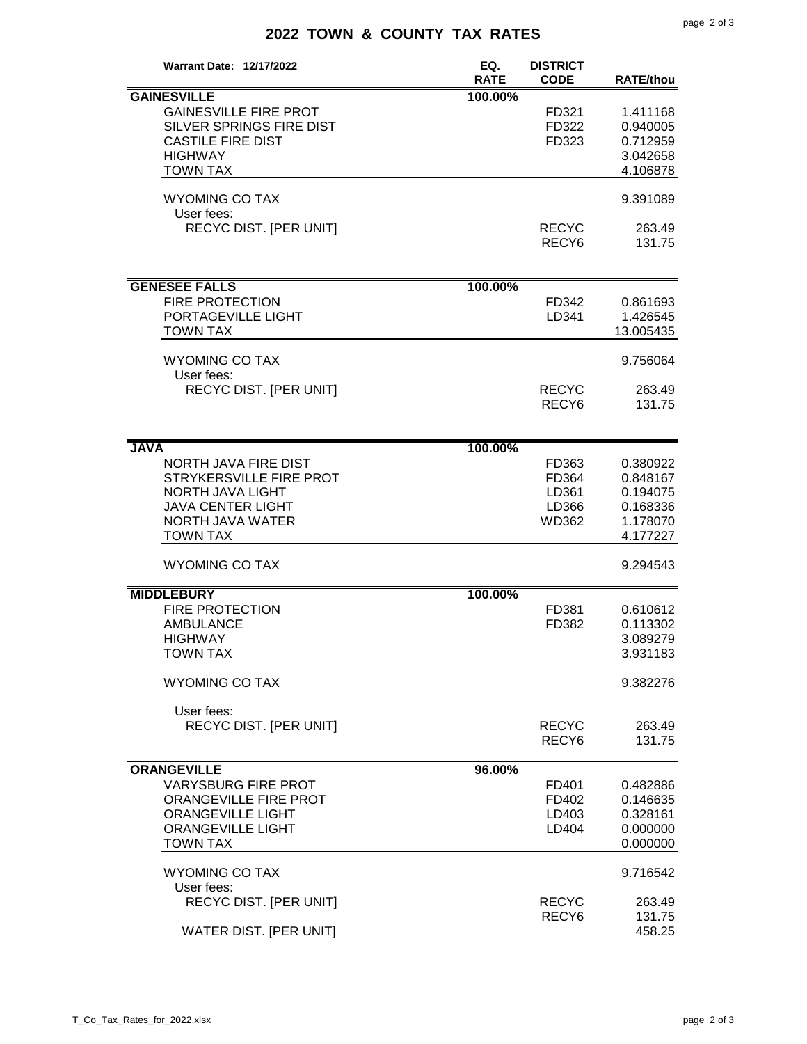# 2022 TOWN & COUNTY TAX RATES

| Warrant Date: 12/17/2022 | EQ. RATE | DISTRICT CODE | RATE/thou |
|---|---|---|---|
| **GAINESVILLE** | 100.00% | | |
| GAINESVILLE FIRE PROT | | FD321 | 1.411168 |
| SILVER SPRINGS FIRE DIST | | FD322 | 0.940005 |
| CASTILE FIRE DIST | | FD323 | 0.712959 |
| HIGHWAY | | | 3.042658 |
| TOWN TAX | | | 4.106878 |
| WYOMING CO TAX | | | 9.391089 |
| User fees: | | | |
| RECYC DIST. [PER UNIT] | | RECYC | 263.49 |
| | | RECY6 | 131.75 |
| **GENESEE FALLS** | 100.00% | | |
| FIRE PROTECTION | | FD342 | 0.861693 |
| PORTAGEVILLE LIGHT | | LD341 | 1.426545 |
| TOWN TAX | | | 13.005435 |
| WYOMING CO TAX | | | 9.756064 |
| User fees: | | | |
| RECYC DIST. [PER UNIT] | | RECYC | 263.49 |
| | | RECY6 | 131.75 |
| **JAVA** | 100.00% | | |
| NORTH JAVA FIRE DIST | | FD363 | 0.380922 |
| STRYKERSVILLE FIRE PROT | | FD364 | 0.848167 |
| NORTH JAVA LIGHT | | LD361 | 0.194075 |
| JAVA CENTER LIGHT | | LD366 | 0.168336 |
| NORTH JAVA WATER | | WD362 | 1.178070 |
| TOWN TAX | | | 4.177227 |
| WYOMING CO TAX | | | 9.294543 |
| **MIDDLEBURY** | 100.00% | | |
| FIRE PROTECTION | | FD381 | 0.610612 |
| AMBULANCE | | FD382 | 0.113302 |
| HIGHWAY | | | 3.089279 |
| TOWN TAX | | | 3.931183 |
| WYOMING CO TAX | | | 9.382276 |
| User fees: | | | |
| RECYC DIST. [PER UNIT] | | RECYC | 263.49 |
| | | RECY6 | 131.75 |
| **ORANGEVILLE** | 96.00% | | |
| VARYSBURG FIRE PROT | | FD401 | 0.482886 |
| ORANGEVILLE FIRE PROT | | FD402 | 0.146635 |
| ORANGEVILLE LIGHT | | LD403 | 0.328161 |
| ORANGEVILLE LIGHT | | LD404 | 0.000000 |
| TOWN TAX | | | 0.000000 |
| WYOMING CO TAX | | | 9.716542 |
| User fees: | | | |
| RECYC DIST. [PER UNIT] | | RECYC | 263.49 |
| | | RECY6 | 131.75 |
| WATER DIST. [PER UNIT] | | | 458.25 |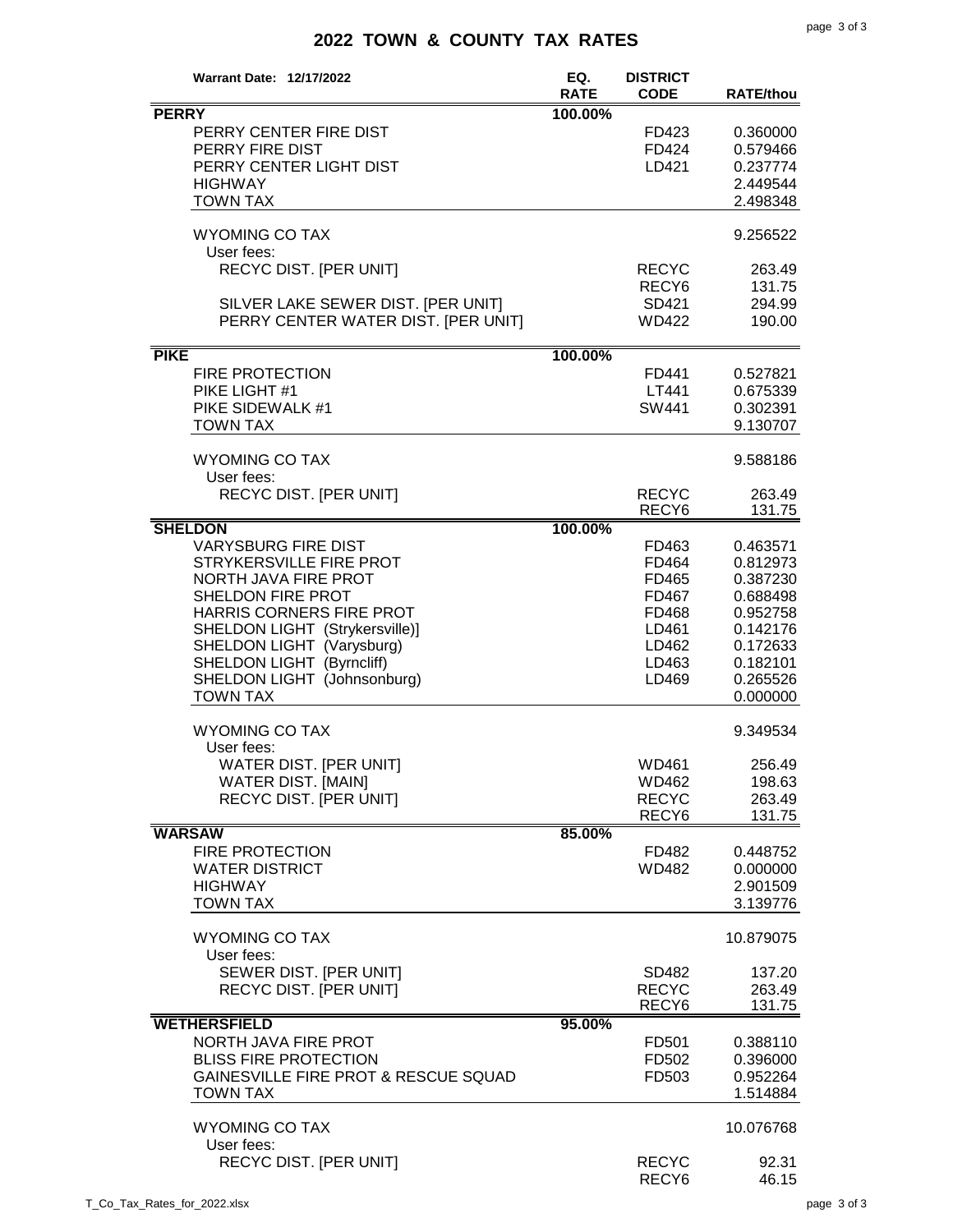# 2022 TOWN & COUNTY TAX RATES

| Warrant Date: 12/17/2022 | EQ. RATE | DISTRICT CODE | RATE/thou |
|---|---|---|---|
| **PERRY** | 100.00% | | |
| PERRY CENTER FIRE DIST | | FD423 | 0.360000 |
| PERRY FIRE DIST | | FD424 | 0.579466 |
| PERRY CENTER LIGHT DIST | | LD421 | 0.237774 |
| HIGHWAY | | | 2.449544 |
| TOWN TAX | | | 2.498348 |
| WYOMING CO TAX | | | 9.256522 |
| User fees: | | | |
| RECYC DIST. [PER UNIT] | | RECYC | 263.49 |
| | | RECY6 | 131.75 |
| SILVER LAKE SEWER DIST. [PER UNIT] | | SD421 | 294.99 |
| PERRY CENTER WATER DIST. [PER UNIT] | | WD422 | 190.00 |
| **PIKE** | 100.00% | | |
| FIRE PROTECTION | | FD441 | 0.527821 |
| PIKE LIGHT #1 | | LT441 | 0.675339 |
| PIKE SIDEWALK #1 | | SW441 | 0.302391 |
| TOWN TAX | | | 9.130707 |
| WYOMING CO TAX | | | 9.588186 |
| User fees: | | | |
| RECYC DIST. [PER UNIT] | | RECYC | 263.49 |
| | | RECY6 | 131.75 |
| **SHELDON** | 100.00% | | |
| VARYSBURG FIRE DIST | | FD463 | 0.463571 |
| STRYKERSVILLE FIRE PROT | | FD464 | 0.812973 |
| NORTH JAVA FIRE PROT | | FD465 | 0.387230 |
| SHELDON FIRE PROT | | FD467 | 0.688498 |
| HARRIS CORNERS FIRE PROT | | FD468 | 0.952758 |
| SHELDON LIGHT (Strykersville)] | | LD461 | 0.142176 |
| SHELDON LIGHT (Varysburg) | | LD462 | 0.172633 |
| SHELDON LIGHT (Byrncliff) | | LD463 | 0.182101 |
| SHELDON LIGHT (Johnsonburg) | | LD469 | 0.265526 |
| TOWN TAX | | | 0.000000 |
| WYOMING CO TAX | | | 9.349534 |
| User fees: | | | |
| WATER DIST. [PER UNIT] | | WD461 | 256.49 |
| WATER DIST. [MAIN] | | WD462 | 198.63 |
| RECYC DIST. [PER UNIT] | | RECYC | 263.49 |
| | | RECY6 | 131.75 |
| **WARSAW** | 85.00% | | |
| FIRE PROTECTION | | FD482 | 0.448752 |
| WATER DISTRICT | | WD482 | 0.000000 |
| HIGHWAY | | | 2.901509 |
| TOWN TAX | | | 3.139776 |
| WYOMING CO TAX | | | 10.879075 |
| User fees: | | | |
| SEWER DIST. [PER UNIT] | | SD482 | 137.20 |
| RECYC DIST. [PER UNIT] | | RECYC | 263.49 |
| | | RECY6 | 131.75 |
| **WETHERSFIELD** | 95.00% | | |
| NORTH JAVA FIRE PROT | | FD501 | 0.388110 |
| BLISS FIRE PROTECTION | | FD502 | 0.396000 |
| GAINESVILLE FIRE PROT & RESCUE SQUAD | | FD503 | 0.952264 |
| TOWN TAX | | | 1.514884 |
| WYOMING CO TAX | | | 10.076768 |
| User fees: | | | |
| RECYC DIST. [PER UNIT] | | RECYC | 92.31 |
| | | RECY6 | 46.15 |

T_Co_Tax_Rates_for_2022.xlsx